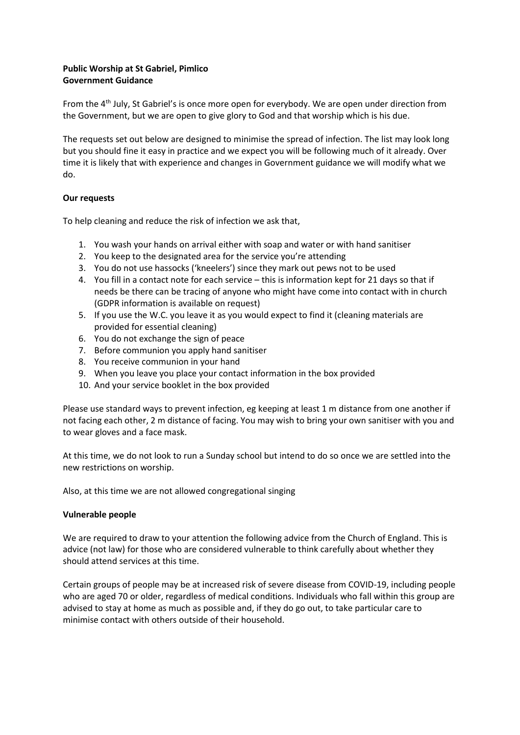**Public Worship at St Gabriel, Pimlico**
**Government Guidance**

From the 4th July, St Gabriel's is once more open for everybody. We are open under direction from the Government, but we are open to give glory to God and that worship which is his due.

The requests set out below are designed to minimise the spread of infection. The list may look long but you should fine it easy in practice and we expect you will be following much of it already. Over time it is likely that with experience and changes in Government guidance we will modify what we do.

**Our requests**

To help cleaning and reduce the risk of infection we ask that,

1. You wash your hands on arrival either with soap and water or with hand sanitiser
2. You keep to the designated area for the service you're attending
3. You do not use hassocks ('kneelers') since they mark out pews not to be used
4. You fill in a contact note for each service – this is information kept for 21 days so that if needs be there can be tracing of anyone who might have come into contact with in church (GDPR information is available on request)
5. If you use the W.C. you leave it as you would expect to find it (cleaning materials are provided for essential cleaning)
6. You do not exchange the sign of peace
7. Before communion you apply hand sanitiser
8. You receive communion in your hand
9. When you leave you place your contact information in the box provided
10. And your service booklet in the box provided

Please use standard ways to prevent infection, eg keeping at least 1 m distance from one another if not facing each other, 2 m distance of facing. You may wish to bring your own sanitiser with you and to wear gloves and a face mask.

At this time, we do not look to run a Sunday school but intend to do so once we are settled into the new restrictions on worship.

Also, at this time we are not allowed congregational singing

**Vulnerable people**

We are required to draw to your attention the following advice from the Church of England. This is advice (not law) for those who are considered vulnerable to think carefully about whether they should attend services at this time.

Certain groups of people may be at increased risk of severe disease from COVID-19, including people who are aged 70 or older, regardless of medical conditions. Individuals who fall within this group are advised to stay at home as much as possible and, if they do go out, to take particular care to minimise contact with others outside of their household.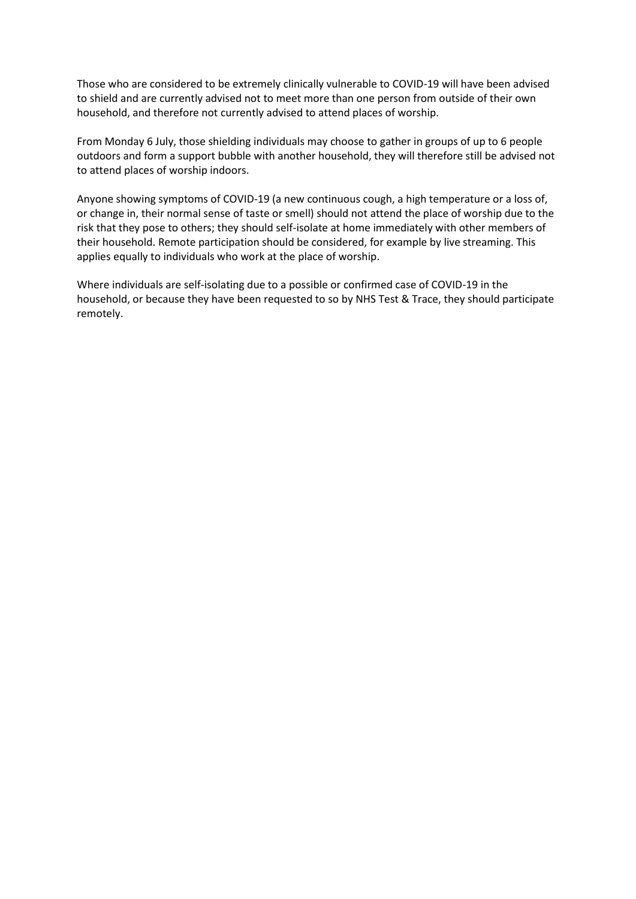Those who are considered to be extremely clinically vulnerable to COVID-19 will have been advised to shield and are currently advised not to meet more than one person from outside of their own household, and therefore not currently advised to attend places of worship.

From Monday 6 July, those shielding individuals may choose to gather in groups of up to 6 people outdoors and form a support bubble with another household, they will therefore still be advised not to attend places of worship indoors.

Anyone showing symptoms of COVID-19 (a new continuous cough, a high temperature or a loss of, or change in, their normal sense of taste or smell) should not attend the place of worship due to the risk that they pose to others; they should self-isolate at home immediately with other members of their household. Remote participation should be considered, for example by live streaming. This applies equally to individuals who work at the place of worship.

Where individuals are self-isolating due to a possible or confirmed case of COVID-19 in the household, or because they have been requested to so by NHS Test & Trace, they should participate remotely.